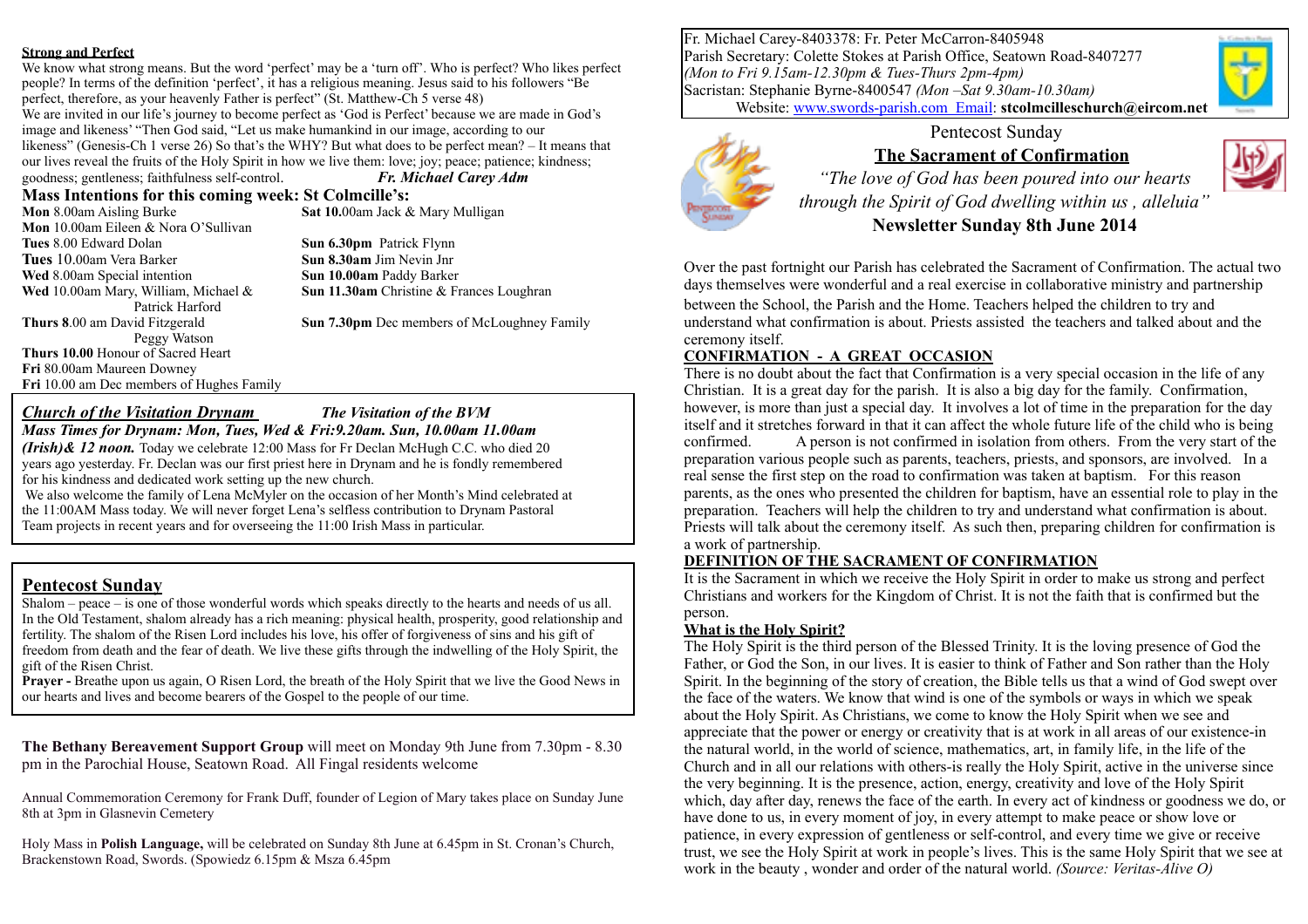## Strong and Perfect

We know what strong means. But the word 'perfect' may be a 'turn off'. Who is perfect? Who likes perfect people? In terms of the definition 'perfect', it has a religious meaning. Jesus said to his followers "Be perfect, therefore, as your heavenly Father is perfect" (St. Matthew-Ch 5 verse 48)

We are invited in our life's journey to become perfect as 'God is Perfect' because we are made in God's image and likeness' "Then God said, "Let us make humankind in our image, according to our likeness" (Genesis-Ch 1 verse 26) So that's the WHY? But what does to be perfect mean? – It means that our lives reveal the fruits of the Holy Spirit in how we live them: love; joy; peace; patience; kindness; goodness; gentleness; faithfulness self-control. ***Fr. Michael Carey Adm***

## Mass Intentions for this coming week: St Colmcille's:

**Mon** 8.00am Aisling Burke
**Mon** 10.00am Eileen & Nora O'Sullivan
**Tues** 8.00 Edward Dolan
**Tues** 10.00am Vera Barker
**Wed** 8.00am Special intention
**Wed** 10.00am Mary, William, Michael & Patrick Harford
**Thurs 8**.00 am David Fitzgerald Peggy Watson
**Thurs 10.00** Honour of Sacred Heart
**Fri** 80.00am Maureen Downey
**Fri** 10.00 am Dec members of Hughes Family
**Sat 10.**00am Jack & Mary Mulligan
**Sun 6.30pm** Patrick Flynn
**Sun 8.30am** Jim Nevin Jnr
**Sun 10.00am** Paddy Barker
**Sun 11.30am** Christine & Frances Loughran
**Sun 7.30pm** Dec members of McLoughney Family

## *Church of the Visitation Drynam* — *The Visitation of the BVM*

***Mass Times for Drynam: Mon, Tues, Wed & Fri:9.20am. Sun, 10.00am 11.00am (Irish)& 12 noon.*** Today we celebrate 12:00 Mass for Fr Declan McHugh C.C. who died 20 years ago yesterday. Fr. Declan was our first priest here in Drynam and he is fondly remembered for his kindness and dedicated work setting up the new church.

We also welcome the family of Lena McMyler on the occasion of her Month's Mind celebrated at the 11:00AM Mass today. We will never forget Lena's selfless contribution to Drynam Pastoral Team projects in recent years and for overseeing the 11:00 Irish Mass in particular.

## Pentecost Sunday

Shalom – peace – is one of those wonderful words which speaks directly to the hearts and needs of us all. In the Old Testament, shalom already has a rich meaning: physical health, prosperity, good relationship and fertility. The shalom of the Risen Lord includes his love, his offer of forgiveness of sins and his gift of freedom from death and the fear of death. We live these gifts through the indwelling of the Holy Spirit, the gift of the Risen Christ.

**Prayer -** Breathe upon us again, O Risen Lord, the breath of the Holy Spirit that we live the Good News in our hearts and lives and become bearers of the Gospel to the people of our time.

**The Bethany Bereavement Support Group** will meet on Monday 9th June from 7.30pm - 8.30 pm in the Parochial House, Seatown Road. All Fingal residents welcome

Annual Commemoration Ceremony for Frank Duff, founder of Legion of Mary takes place on Sunday June 8th at 3pm in Glasnevin Cemetery

Holy Mass in **Polish Language,** will be celebrated on Sunday 8th June at 6.45pm in St. Cronan's Church, Brackenstown Road, Swords. (Spowiedz 6.15pm & Msza 6.45pm

---

Fr. Michael Carey-8403378: Fr. Peter McCarron-8405948
Parish Secretary: Colette Stokes at Parish Office, Seatown Road-8407277
*(Mon to Fri 9.15am-12.30pm & Tues-Thurs 2pm-4pm)*
Sacristan: Stephanie Byrne-8400547 *(Mon –Sat 9.30am-10.30am)*
Website: www.swords-parish.com Email: **stcolmcilleschurch@eircom.net**

Pentecost Sunday

# The Sacrament of Confirmation

*"The love of God has been poured into our hearts through the Spirit of God dwelling within us , alleluia"*

**Newsletter Sunday 8th June 2014**

Over the past fortnight our Parish has celebrated the Sacrament of Confirmation. The actual two days themselves were wonderful and a real exercise in collaborative ministry and partnership between the School, the Parish and the Home. Teachers helped the children to try and understand what confirmation is about. Priests assisted the teachers and talked about and the ceremony itself.

## CONFIRMATION - A GREAT OCCASION

There is no doubt about the fact that Confirmation is a very special occasion in the life of any Christian. It is a great day for the parish. It is also a big day for the family. Confirmation, however, is more than just a special day. It involves a lot of time in the preparation for the day itself and it stretches forward in that it can affect the whole future life of the child who is being confirmed. A person is not confirmed in isolation from others. From the very start of the preparation various people such as parents, teachers, priests, and sponsors, are involved. In a real sense the first step on the road to confirmation was taken at baptism. For this reason parents, as the ones who presented the children for baptism, have an essential role to play in the preparation. Teachers will help the children to try and understand what confirmation is about. Priests will talk about the ceremony itself. As such then, preparing children for confirmation is a work of partnership.

## DEFINITION OF THE SACRAMENT OF CONFIRMATION

It is the Sacrament in which we receive the Holy Spirit in order to make us strong and perfect Christians and workers for the Kingdom of Christ. It is not the faith that is confirmed but the person.

## What is the Holy Spirit?

The Holy Spirit is the third person of the Blessed Trinity. It is the loving presence of God the Father, or God the Son, in our lives. It is easier to think of Father and Son rather than the Holy Spirit. In the beginning of the story of creation, the Bible tells us that a wind of God swept over the face of the waters. We know that wind is one of the symbols or ways in which we speak about the Holy Spirit. As Christians, we come to know the Holy Spirit when we see and appreciate that the power or energy or creativity that is at work in all areas of our existence-in the natural world, in the world of science, mathematics, art, in family life, in the life of the Church and in all our relations with others-is really the Holy Spirit, active in the universe since the very beginning. It is the presence, action, energy, creativity and love of the Holy Spirit which, day after day, renews the face of the earth. In every act of kindness or goodness we do, or have done to us, in every moment of joy, in every attempt to make peace or show love or patience, in every expression of gentleness or self-control, and every time we give or receive trust, we see the Holy Spirit at work in people's lives. This is the same Holy Spirit that we see at work in the beauty , wonder and order of the natural world. *(Source: Veritas-Alive O)*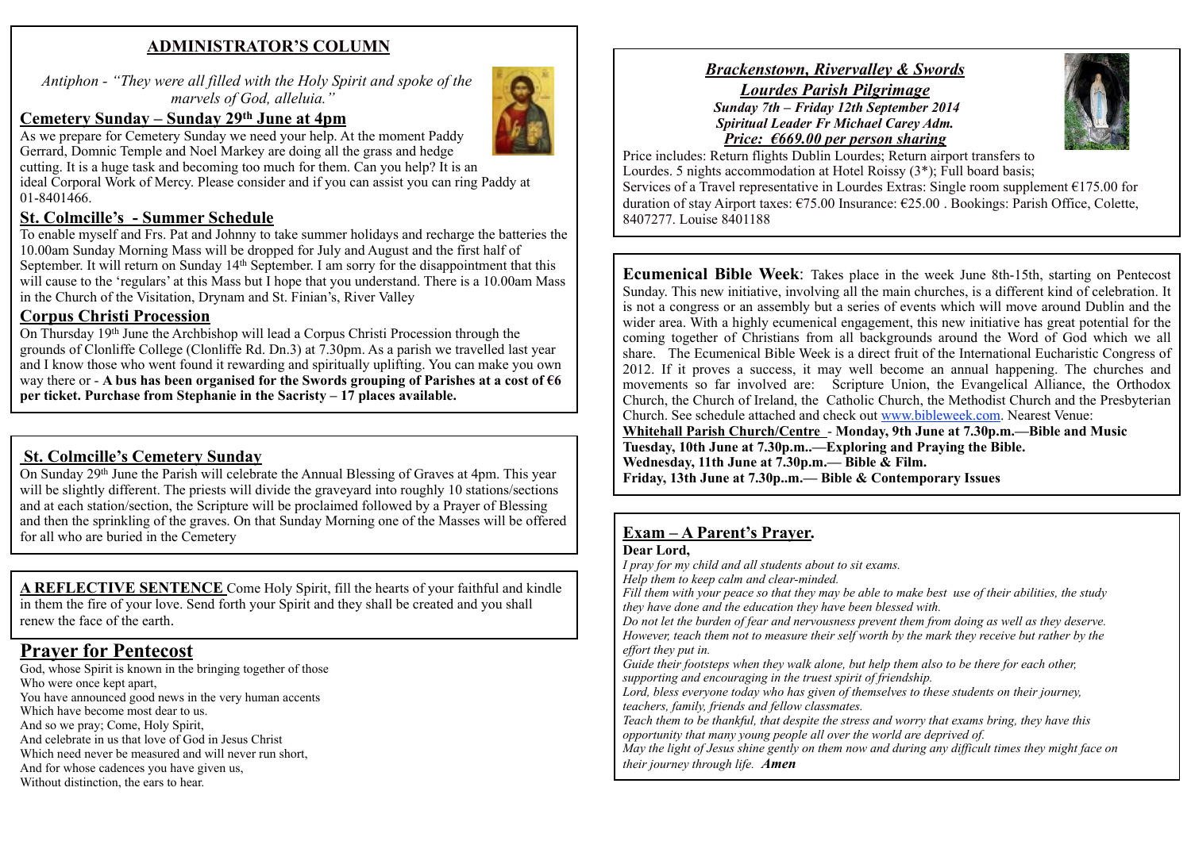## ADMINISTRATOR'S COLUMN

*Antiphon - "They were all filled with the Holy Spirit and spoke of the marvels of God, alleluia."*

### Cemetery Sunday – Sunday 29th June at 4pm

As we prepare for Cemetery Sunday we need your help. At the moment Paddy Gerrard, Domnic Temple and Noel Markey are doing all the grass and hedge cutting. It is a huge task and becoming too much for them. Can you help? It is an ideal Corporal Work of Mercy. Please consider and if you can assist you can ring Paddy at 01-8401466.

### St. Colmcille's - Summer Schedule

To enable myself and Frs. Pat and Johnny to take summer holidays and recharge the batteries the 10.00am Sunday Morning Mass will be dropped for July and August and the first half of September. It will return on Sunday 14th September. I am sorry for the disappointment that this will cause to the 'regulars' at this Mass but I hope that you understand. There is a 10.00am Mass in the Church of the Visitation, Drynam and St. Finian's, River Valley

### Corpus Christi Procession

On Thursday 19th June the Archbishop will lead a Corpus Christi Procession through the grounds of Clonliffe College (Clonliffe Rd. Dn.3) at 7.30pm. As a parish we travelled last year and I know those who went found it rewarding and spiritually uplifting. You can make you own way there or - **A bus has been organised for the Swords grouping of Parishes at a cost of €6 per ticket. Purchase from Stephanie in the Sacristy – 17 places available.**

## St. Colmcille's Cemetery Sunday

On Sunday 29th June the Parish will celebrate the Annual Blessing of Graves at 4pm. This year will be slightly different. The priests will divide the graveyard into roughly 10 stations/sections and at each station/section, the Scripture will be proclaimed followed by a Prayer of Blessing and then the sprinkling of the graves. On that Sunday Morning one of the Masses will be offered for all who are buried in the Cemetery

**A REFLECTIVE SENTENCE** Come Holy Spirit, fill the hearts of your faithful and kindle in them the fire of your love. Send forth your Spirit and they shall be created and you shall renew the face of the earth.

## Prayer for Pentecost

God, whose Spirit is known in the bringing together of those
Who were once kept apart,
You have announced good news in the very human accents
Which have become most dear to us.
And so we pray; Come, Holy Spirit,
And celebrate in us that love of God in Jesus Christ
Which need never be measured and will never run short,
And for whose cadences you have given us,
Without distinction, the ears to hear.

## *Brackenstown, Rivervalley & Swords Lourdes Parish Pilgrimage*

***Sunday 7th – Friday 12th September 2014***
***Spiritual Leader Fr Michael Carey Adm.***
***Price: €669.00 per person sharing***

Price includes: Return flights Dublin Lourdes; Return airport transfers to Lourdes. 5 nights accommodation at Hotel Roissy (3*); Full board basis; Services of a Travel representative in Lourdes Extras: Single room supplement €175.00 for duration of stay Airport taxes: €75.00 Insurance: €25.00 . Bookings: Parish Office, Colette, 8407277. Louise 8401188

**Ecumenical Bible Week**: Takes place in the week June 8th-15th, starting on Pentecost Sunday. This new initiative, involving all the main churches, is a different kind of celebration. It is not a congress or an assembly but a series of events which will move around Dublin and the wider area. With a highly ecumenical engagement, this new initiative has great potential for the coming together of Christians from all backgrounds around the Word of God which we all share. The Ecumenical Bible Week is a direct fruit of the International Eucharistic Congress of 2012. If it proves a success, it may well become an annual happening. The churches and movements so far involved are: Scripture Union, the Evangelical Alliance, the Orthodox Church, the Church of Ireland, the Catholic Church, the Methodist Church and the Presbyterian Church. See schedule attached and check out www.bibleweek.com. Nearest Venue:

**Whitehall Parish Church/Centre - Monday, 9th June at 7.30p.m.—Bible and Music**
**Tuesday, 10th June at 7.30p.m..—Exploring and Praying the Bible.**
**Wednesday, 11th June at 7.30p.m.— Bible & Film.**
**Friday, 13th June at 7.30p..m.— Bible & Contemporary Issues**

## Exam – A Parent's Prayer.

**Dear Lord,**

*I pray for my child and all students about to sit exams.*
*Help them to keep calm and clear-minded.*
*Fill them with your peace so that they may be able to make best use of their abilities, the study they have done and the education they have been blessed with.*
*Do not let the burden of fear and nervousness prevent them from doing as well as they deserve. However, teach them not to measure their self worth by the mark they receive but rather by the effort they put in.*
*Guide their footsteps when they walk alone, but help them also to be there for each other, supporting and encouraging in the truest spirit of friendship.*
*Lord, bless everyone today who has given of themselves to these students on their journey, teachers, family, friends and fellow classmates.*
*Teach them to be thankful, that despite the stress and worry that exams bring, they have this opportunity that many young people all over the world are deprived of.*
*May the light of Jesus shine gently on them now and during any difficult times they might face on their journey through life.* ***Amen***